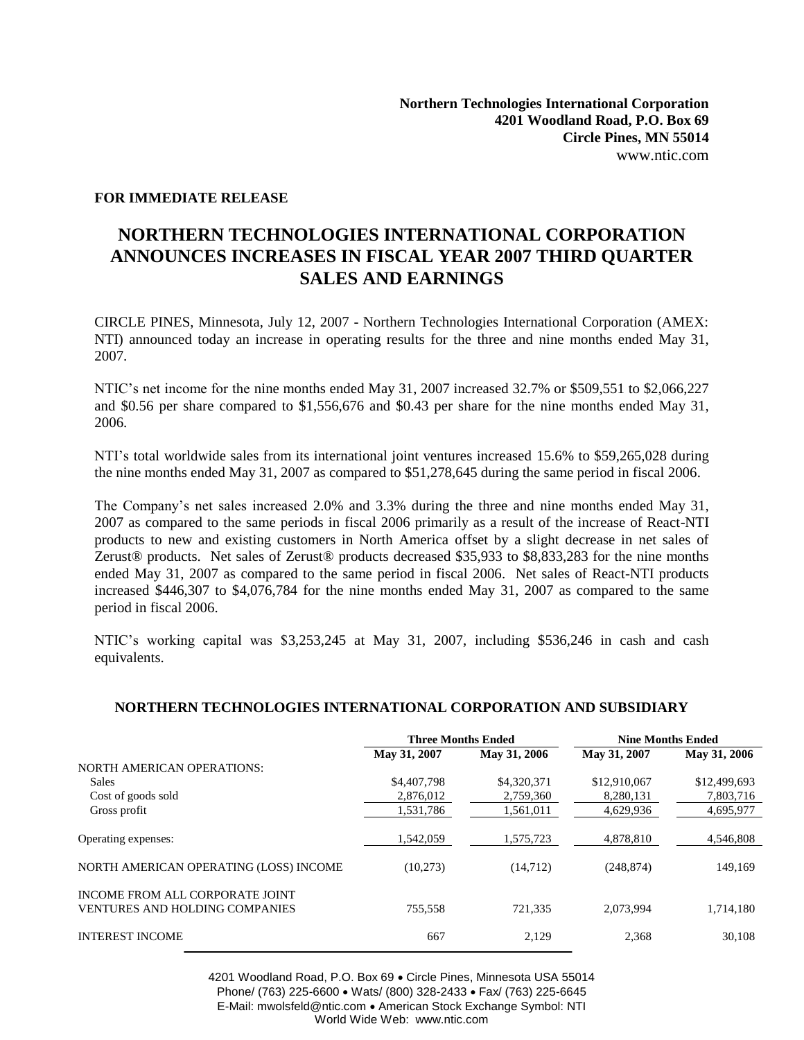**Northern Technologies International Corporation**
**4201 Woodland Road, P.O. Box 69**
**Circle Pines, MN 55014**
www.ntic.com

**FOR IMMEDIATE RELEASE**

# NORTHERN TECHNOLOGIES INTERNATIONAL CORPORATION ANNOUNCES INCREASES IN FISCAL YEAR 2007 THIRD QUARTER SALES AND EARNINGS

CIRCLE PINES, Minnesota, July 12, 2007 - Northern Technologies International Corporation (AMEX: NTI) announced today an increase in operating results for the three and nine months ended May 31, 2007.

NTIC's net income for the nine months ended May 31, 2007 increased 32.7% or $509,551 to $2,066,227 and $0.56 per share compared to $1,556,676 and $0.43 per share for the nine months ended May 31, 2006.

NTI's total worldwide sales from its international joint ventures increased 15.6% to $59,265,028 during the nine months ended May 31, 2007 as compared to $51,278,645 during the same period in fiscal 2006.

The Company's net sales increased 2.0% and 3.3% during the three and nine months ended May 31, 2007 as compared to the same periods in fiscal 2006 primarily as a result of the increase of React-NTI products to new and existing customers in North America offset by a slight decrease in net sales of Zerust® products. Net sales of Zerust® products decreased $35,933 to $8,833,283 for the nine months ended May 31, 2007 as compared to the same period in fiscal 2006. Net sales of React-NTI products increased $446,307 to $4,076,784 for the nine months ended May 31, 2007 as compared to the same period in fiscal 2006.

NTIC's working capital was $3,253,245 at May 31, 2007, including $536,246 in cash and cash equivalents.

## NORTHERN TECHNOLOGIES INTERNATIONAL CORPORATION AND SUBSIDIARY

| | Three Months Ended | | Nine Months Ended | |
|---|---|---|---|---|
| | May 31, 2007 | May 31, 2006 | May 31, 2007 | May 31, 2006 |
| NORTH AMERICAN OPERATIONS: | | | | |
| Sales | $4,407,798 | $4,320,371 | $12,910,067 | $12,499,693 |
| Cost of goods sold | 2,876,012 | 2,759,360 | 8,280,131 | 7,803,716 |
| Gross profit | 1,531,786 | 1,561,011 | 4,629,936 | 4,695,977 |
| Operating expenses: | 1,542,059 | 1,575,723 | 4,878,810 | 4,546,808 |
| NORTH AMERICAN OPERATING (LOSS) INCOME | (10,273) | (14,712) | (248,874) | 149,169 |
| INCOME FROM ALL CORPORATE JOINT VENTURES AND HOLDING COMPANIES | 755,558 | 721,335 | 2,073,994 | 1,714,180 |
| INTEREST INCOME | 667 | 2,129 | 2,368 | 30,108 |

4201 Woodland Road, P.O. Box 69 • Circle Pines, Minnesota USA 55014
Phone/ (763) 225-6600 • Wats/ (800) 328-2433 • Fax/ (763) 225-6645
E-Mail: mwolsfeld@ntic.com • American Stock Exchange Symbol: NTI
World Wide Web: www.ntic.com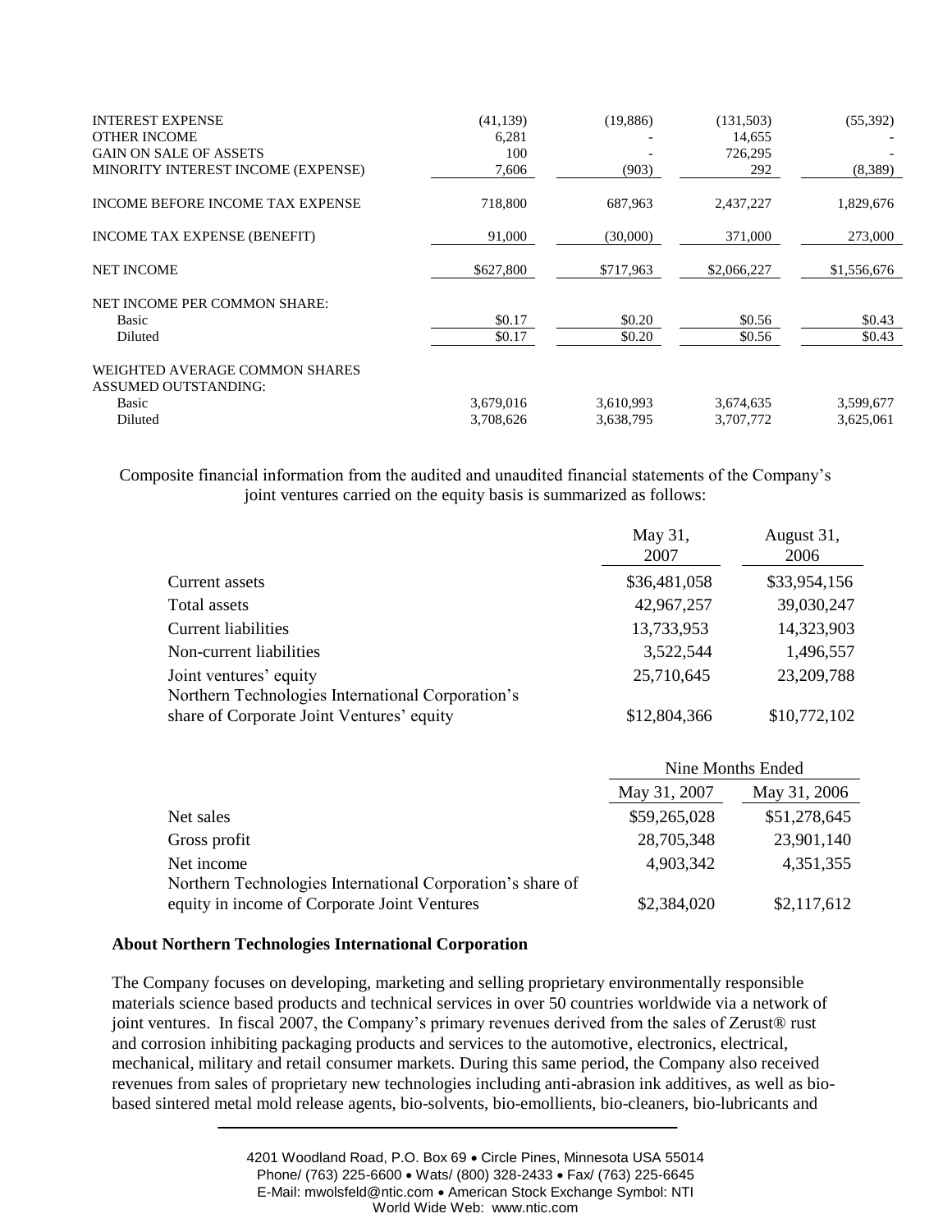| | | | | |
|---|---|---|---|---|
| INTEREST EXPENSE | (41,139) | (19,886) | (131,503) | (55,392) |
| OTHER INCOME | 6,281 | - | 14,655 | - |
| GAIN ON SALE OF ASSETS | 100 | - | 726,295 | - |
| MINORITY INTEREST INCOME (EXPENSE) | 7,606 | (903) | 292 | (8,389) |
| INCOME BEFORE INCOME TAX EXPENSE | 718,800 | 687,963 | 2,437,227 | 1,829,676 |
| INCOME TAX EXPENSE (BENEFIT) | 91,000 | (30,000) | 371,000 | 273,000 |
| NET INCOME | $627,800 | $717,963 | $2,066,227 | $1,556,676 |
| NET INCOME PER COMMON SHARE: | | | | |
| Basic | $0.17 | $0.20 | $0.56 | $0.43 |
| Diluted | $0.17 | $0.20 | $0.56 | $0.43 |
| WEIGHTED AVERAGE COMMON SHARES ASSUMED OUTSTANDING: | | | | |
| Basic | 3,679,016 | 3,610,993 | 3,674,635 | 3,599,677 |
| Diluted | 3,708,626 | 3,638,795 | 3,707,772 | 3,625,061 |

Composite financial information from the audited and unaudited financial statements of the Company's joint ventures carried on the equity basis is summarized as follows:

| | May 31, 2007 | August 31, 2006 |
|---|---|---|
| Current assets | $36,481,058 | $33,954,156 |
| Total assets | 42,967,257 | 39,030,247 |
| Current liabilities | 13,733,953 | 14,323,903 |
| Non-current liabilities | 3,522,544 | 1,496,557 |
| Joint ventures' equity | 25,710,645 | 23,209,788 |
| Northern Technologies International Corporation's share of Corporate Joint Ventures' equity | $12,804,366 | $10,772,102 |

| | Nine Months Ended | |
|---|---|---|
| | May 31, 2007 | May 31, 2006 |
| Net sales | $59,265,028 | $51,278,645 |
| Gross profit | 28,705,348 | 23,901,140 |
| Net income | 4,903,342 | 4,351,355 |
| Northern Technologies International Corporation's share of equity in income of Corporate Joint Ventures | $2,384,020 | $2,117,612 |

**About Northern Technologies International Corporation**

The Company focuses on developing, marketing and selling proprietary environmentally responsible materials science based products and technical services in over 50 countries worldwide via a network of joint ventures. In fiscal 2007, the Company's primary revenues derived from the sales of Zerust® rust and corrosion inhibiting packaging products and services to the automotive, electronics, electrical, mechanical, military and retail consumer markets. During this same period, the Company also received revenues from sales of proprietary new technologies including anti-abrasion ink additives, as well as bio-based sintered metal mold release agents, bio-solvents, bio-emollients, bio-cleaners, bio-lubricants and

4201 Woodland Road, P.O. Box 69 • Circle Pines, Minnesota USA 55014
Phone/ (763) 225-6600 • Wats/ (800) 328-2433 • Fax/ (763) 225-6645
E-Mail: mwolsfeld@ntic.com • American Stock Exchange Symbol: NTI
World Wide Web: www.ntic.com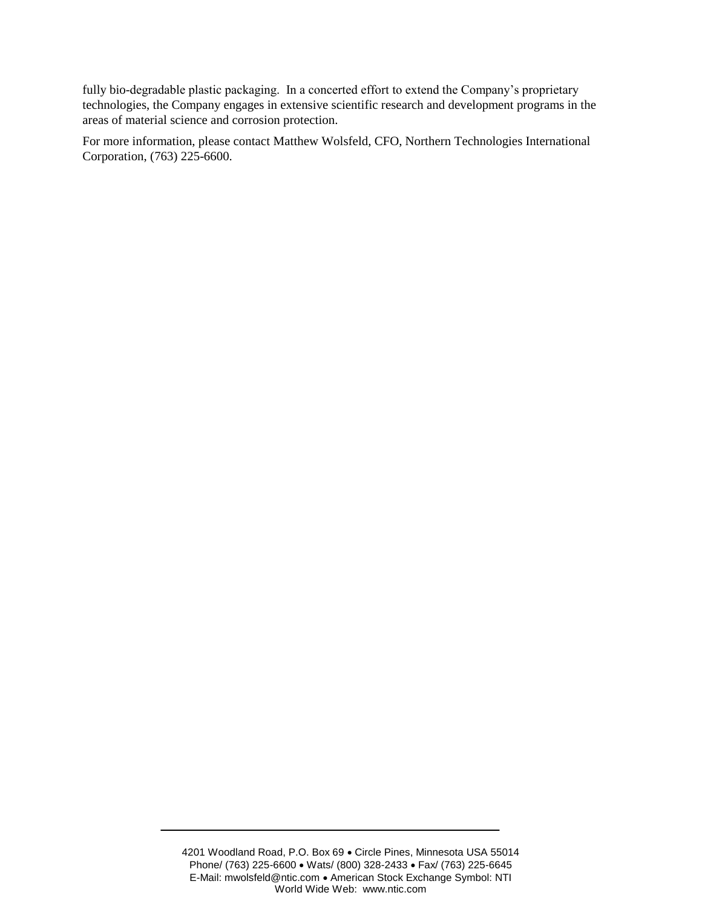fully bio-degradable plastic packaging.  In a concerted effort to extend the Company's proprietary technologies, the Company engages in extensive scientific research and development programs in the areas of material science and corrosion protection.

For more information, please contact Matthew Wolsfeld, CFO, Northern Technologies International Corporation, (763) 225-6600.

---

4201 Woodland Road, P.O. Box 69 • Circle Pines, Minnesota USA 55014
Phone/ (763) 225-6600 • Wats/ (800) 328-2433 • Fax/ (763) 225-6645
E-Mail: mwolsfeld@ntic.com • American Stock Exchange Symbol: NTI
World Wide Web:  www.ntic.com